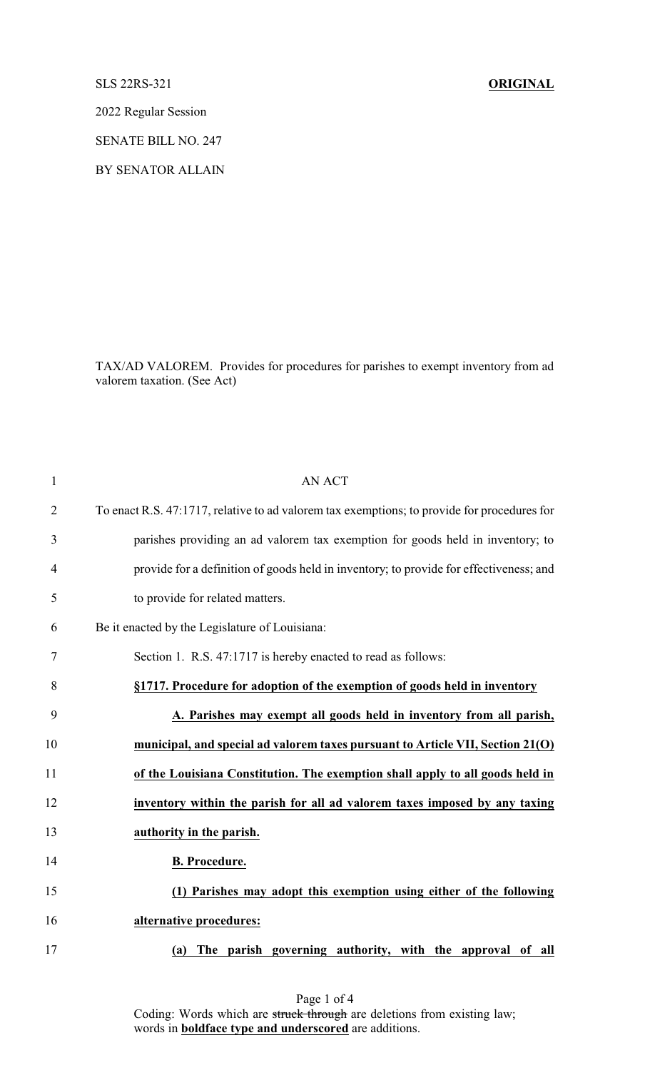SLS 22RS-321 **ORIGINAL**

2022 Regular Session

SENATE BILL NO. 247

BY SENATOR ALLAIN

TAX/AD VALOREM. Provides for procedures for parishes to exempt inventory from ad valorem taxation. (See Act)

AN ACT

To enact R.S. 47:1717, relative to ad valorem tax exemptions; to provide for procedures for parishes providing an ad valorem tax exemption for goods held in inventory; to provide for a definition of goods held in inventory; to provide for effectiveness; and to provide for related matters.

Be it enacted by the Legislature of Louisiana:

Section 1. R.S. 47:1717 is hereby enacted to read as follows:

**§1717. Procedure for adoption of the exemption of goods held in inventory**

**A. Parishes may exempt all goods held in inventory from all parish, municipal, and special ad valorem taxes pursuant to Article VII, Section 21(O) of the Louisiana Constitution. The exemption shall apply to all goods held in inventory within the parish for all ad valorem taxes imposed by any taxing authority in the parish.**

**B. Procedure.**

**(1) Parishes may adopt this exemption using either of the following alternative procedures:**

**(a) The parish governing authority, with the approval of all**

Coding: Words which are ~~struck through~~ are deletions from existing law; words in **boldface type and underscored** are additions.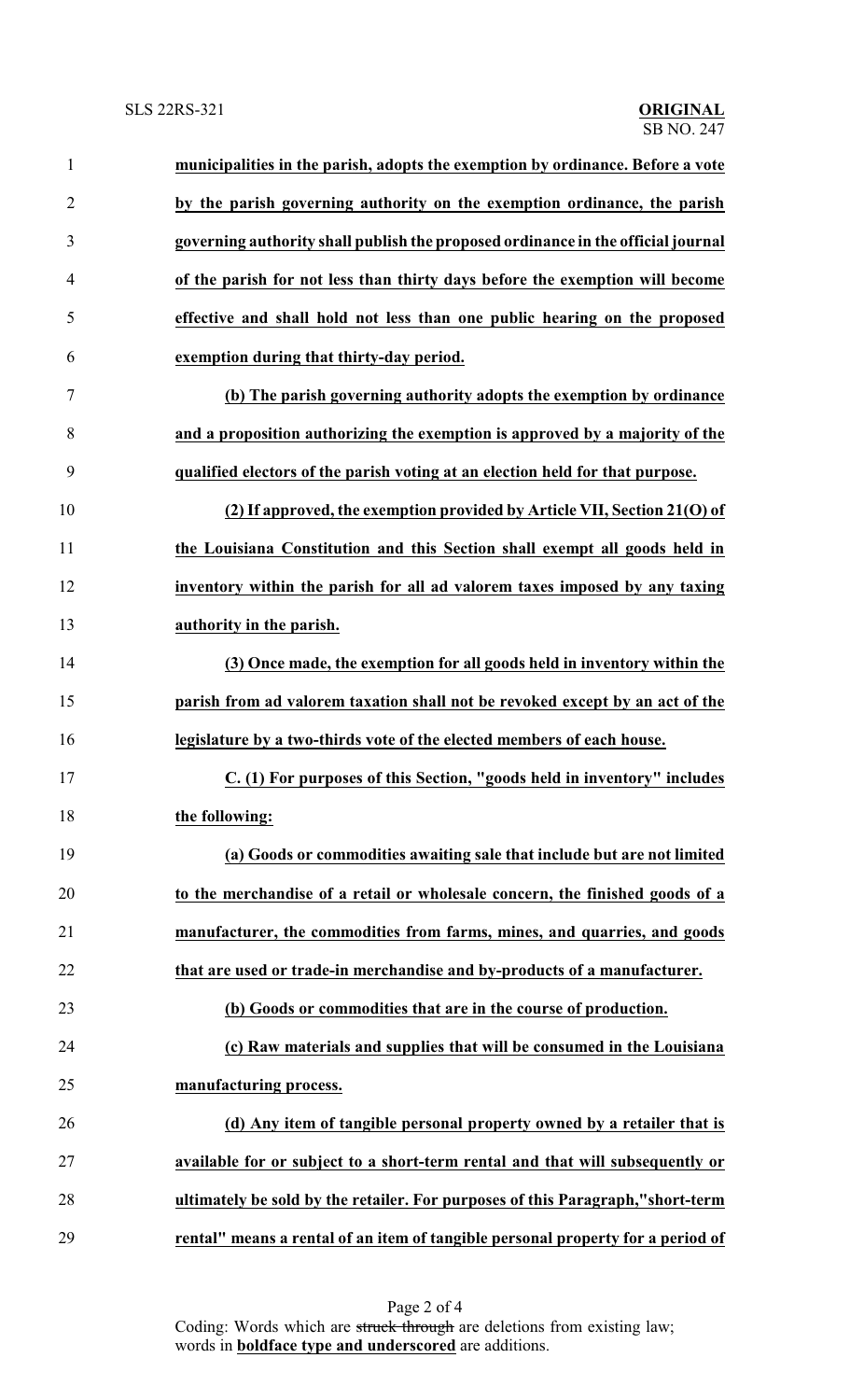**municipalities in the parish, adopts the exemption by ordinance. Before a vote by the parish governing authority on the exemption ordinance, the parish governing authority shall publish the proposed ordinance in the official journal of the parish for not less than thirty days before the exemption will become effective and shall hold not less than one public hearing on the proposed exemption during that thirty-day period.**

**(b) The parish governing authority adopts the exemption by ordinance and a proposition authorizing the exemption is approved by a majority of the qualified electors of the parish voting at an election held for that purpose.**

**(2) If approved, the exemption provided by Article VII, Section 21(O) of the Louisiana Constitution and this Section shall exempt all goods held in inventory within the parish for all ad valorem taxes imposed by any taxing authority in the parish.**

**(3) Once made, the exemption for all goods held in inventory within the parish from ad valorem taxation shall not be revoked except by an act of the legislature by a two-thirds vote of the elected members of each house.**

**C. (1) For purposes of this Section, "goods held in inventory" includes the following:**

**(a) Goods or commodities awaiting sale that include but are not limited to the merchandise of a retail or wholesale concern, the finished goods of a manufacturer, the commodities from farms, mines, and quarries, and goods that are used or trade-in merchandise and by-products of a manufacturer.**

**(b) Goods or commodities that are in the course of production.**

**(c) Raw materials and supplies that will be consumed in the Louisiana manufacturing process.**

**(d) Any item of tangible personal property owned by a retailer that is available for or subject to a short-term rental and that will subsequently or ultimately be sold by the retailer. For purposes of this Paragraph,"short-term rental" means a rental of an item of tangible personal property for a period of**

Coding: Words which are ~~struck through~~ are deletions from existing law; words in **boldface type and underscored** are additions.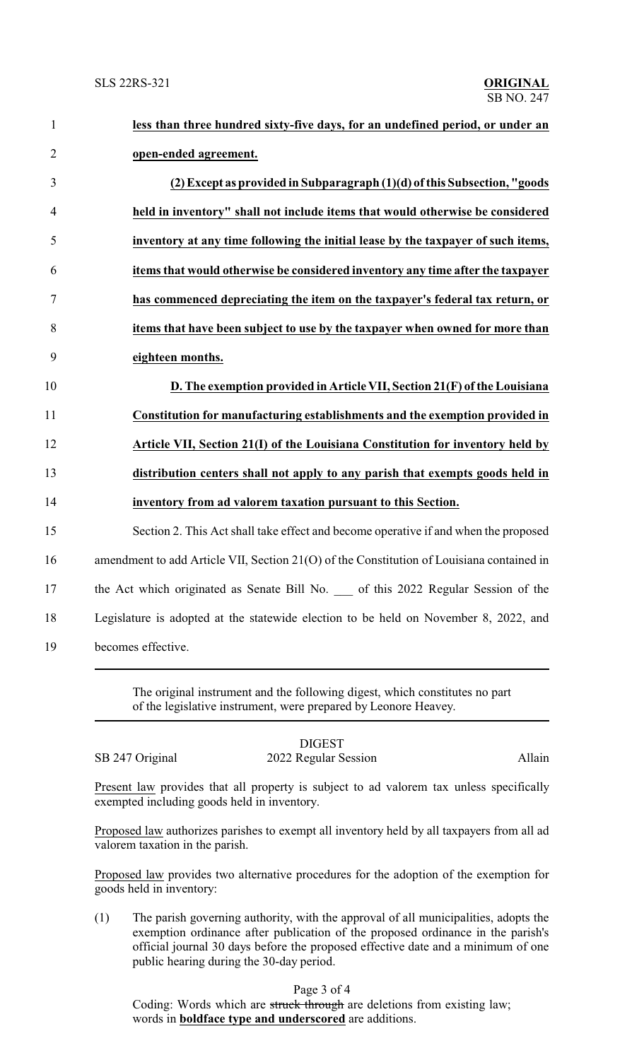**less than three hundred sixty-five days, for an undefined period, or under an open-ended agreement.**

**(2) Except as provided in Subparagraph (1)(d) of this Subsection, "goods held in inventory" shall not include items that would otherwise be considered inventory at any time following the initial lease by the taxpayer of such items, items that would otherwise be considered inventory any time after the taxpayer has commenced depreciating the item on the taxpayer's federal tax return, or items that have been subject to use by the taxpayer when owned for more than eighteen months.**

**D. The exemption provided in Article VII, Section 21(F) of the Louisiana Constitution for manufacturing establishments and the exemption provided in Article VII, Section 21(I) of the Louisiana Constitution for inventory held by distribution centers shall not apply to any parish that exempts goods held in inventory from ad valorem taxation pursuant to this Section.**

Section 2. This Act shall take effect and become operative if and when the proposed amendment to add Article VII, Section 21(O) of the Constitution of Louisiana contained in the Act which originated as Senate Bill No. \_\_\_ of this 2022 Regular Session of the Legislature is adopted at the statewide election to be held on November 8, 2022, and becomes effective.

---

The original instrument and the following digest, which constitutes no part of the legislative instrument, were prepared by Leonore Heavey.

---

DIGEST

SB 247 Original — 2022 Regular Session — Allain

Present law provides that all property is subject to ad valorem tax unless specifically exempted including goods held in inventory.

Proposed law authorizes parishes to exempt all inventory held by all taxpayers from all ad valorem taxation in the parish.

Proposed law provides two alternative procedures for the adoption of the exemption for goods held in inventory:

(1) The parish governing authority, with the approval of all municipalities, adopts the exemption ordinance after publication of the proposed ordinance in the parish's official journal 30 days before the proposed effective date and a minimum of one public hearing during the 30-day period.

Coding: Words which are ~~struck through~~ are deletions from existing law; words in **boldface type and underscored** are additions.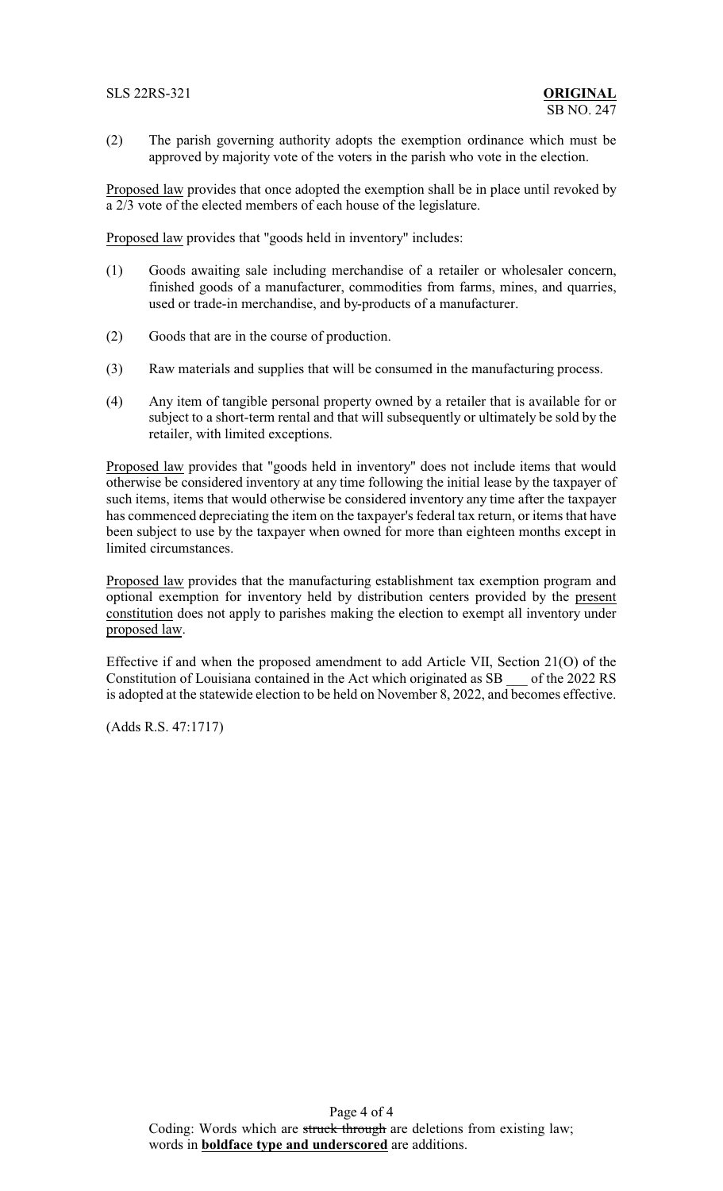(2) The parish governing authority adopts the exemption ordinance which must be approved by majority vote of the voters in the parish who vote in the election.

Proposed law provides that once adopted the exemption shall be in place until revoked by a 2/3 vote of the elected members of each house of the legislature.

Proposed law provides that "goods held in inventory" includes:

(1) Goods awaiting sale including merchandise of a retailer or wholesaler concern, finished goods of a manufacturer, commodities from farms, mines, and quarries, used or trade-in merchandise, and by-products of a manufacturer.

(2) Goods that are in the course of production.

(3) Raw materials and supplies that will be consumed in the manufacturing process.

(4) Any item of tangible personal property owned by a retailer that is available for or subject to a short-term rental and that will subsequently or ultimately be sold by the retailer, with limited exceptions.

Proposed law provides that "goods held in inventory" does not include items that would otherwise be considered inventory at any time following the initial lease by the taxpayer of such items, items that would otherwise be considered inventory any time after the taxpayer has commenced depreciating the item on the taxpayer's federal tax return, or items that have been subject to use by the taxpayer when owned for more than eighteen months except in limited circumstances.

Proposed law provides that the manufacturing establishment tax exemption program and optional exemption for inventory held by distribution centers provided by the present constitution does not apply to parishes making the election to exempt all inventory under proposed law.

Effective if and when the proposed amendment to add Article VII, Section 21(O) of the Constitution of Louisiana contained in the Act which originated as SB ___ of the 2022 RS is adopted at the statewide election to be held on November 8, 2022, and becomes effective.

(Adds R.S. 47:1717)

Coding: Words which are ~~struck through~~ are deletions from existing law; words in **boldface type and underscored** are additions.